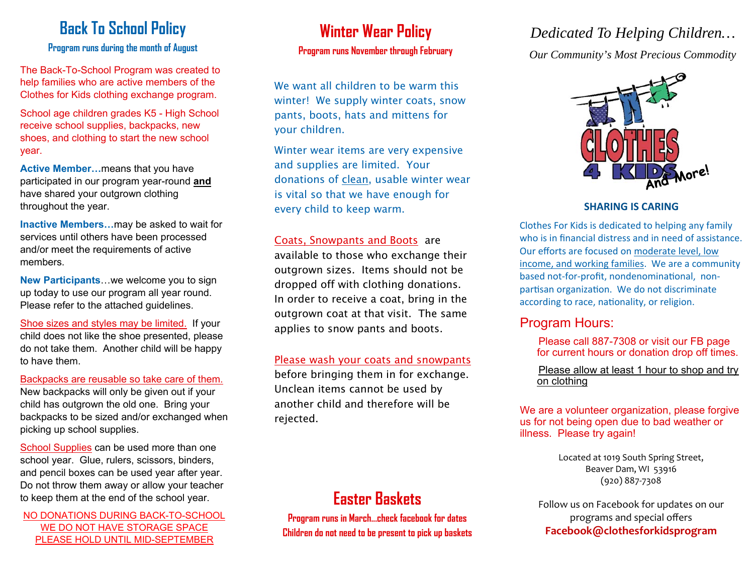## Back To School Policy

**Program runs during the month of August**

The Back-To-School Program was created to help families who are active members of the Clothes for Kids clothing exchange program.

School age children grades K5 - High School receive school supplies, backpacks, new shoes, and clothing to start the new school year.

**Active Member…**means that you have participated in our program year-round **and** have shared your outgrown clothing throughout the year.

**Inactive Members…**may be asked to wait for services until others have been processed and/or meet the requirements of active members.

**New Participants**…we welcome you to sign up today to use our program all year round. Please refer to the attached guidelines.

Shoe sizes and styles may be limited. If your child does not like the shoe presented, please do not take them. Another child will be happy to have them.

Backpacks are reusable so take care of them. New backpacks will only be given out if your child has outgrown the old one. Bring your backpacks to be sized and/or exchanged when picking up school supplies.

School Supplies can be used more than one school year. Glue, rulers, scissors, binders, and pencil boxes can be used year after year. Do not throw them away or allow your teacher to keep them at the end of the school year.

NO DONATIONS DURING BACK-TO-SCHOOL
WE DO NOT HAVE STORAGE SPACE
PLEASE HOLD UNTIL MID-SEPTEMBER

## Winter Wear Policy

**Program runs November through February**

We want all children to be warm this winter! We supply winter coats, snow pants, boots, hats and mittens for your children.

Winter wear items are very expensive and supplies are limited. Your donations of clean, usable winter wear is vital so that we have enough for every child to keep warm.

Coats, Snowpants and Boots are available to those who exchange their outgrown sizes. Items should not be dropped off with clothing donations. In order to receive a coat, bring in the outgrown coat at that visit. The same applies to snow pants and boots.

Please wash your coats and snowpants before bringing them in for exchange. Unclean items cannot be used by another child and therefore will be rejected.

## Easter Baskets

**Program runs in March…check facebook for dates**
**Children do not need to be present to pick up baskets**

*Dedicated To Helping Children…*

*Our Community's Most Precious Commodity*

CLOTHES 4 KIDS And More!

**SHARING IS CARING**

Clothes For Kids is dedicated to helping any family who is in financial distress and in need of assistance. Our efforts are focused on moderate level, low income, and working families. We are a community based not-for-profit, nondenominational, non-partisan organization. We do not discriminate according to race, nationality, or religion.

### Program Hours:

Please call 887-7308 or visit our FB page for current hours or donation drop off times.

Please allow at least 1 hour to shop and try on clothing

We are a volunteer organization, please forgive us for not being open due to bad weather or illness. Please try again!

Located at 1019 South Spring Street,
Beaver Dam, WI 53916
(920) 887-7308

Follow us on Facebook for updates on our programs and special offers
**Facebook@clothesforkidsprogram**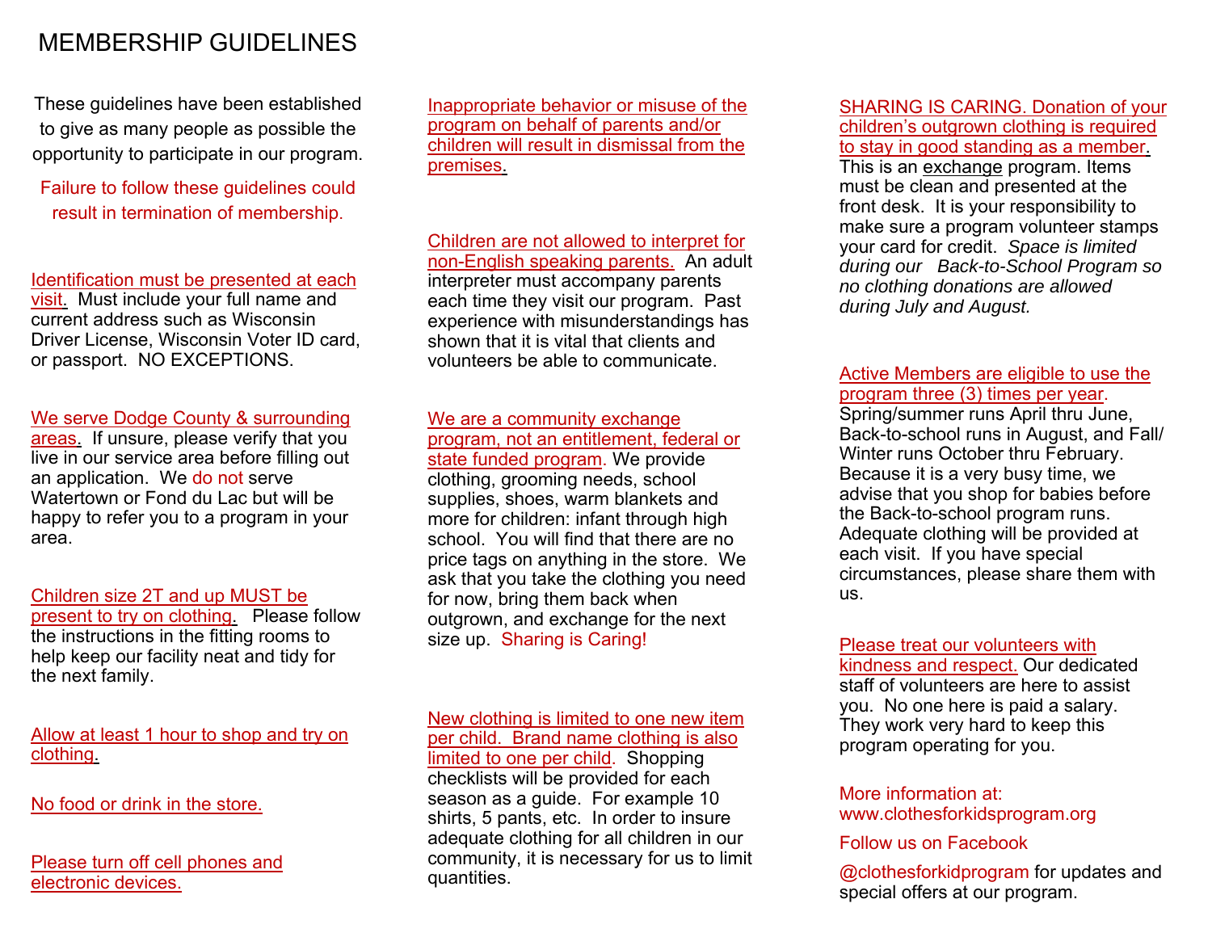# MEMBERSHIP GUIDELINES

These guidelines have been established to give as many people as possible the opportunity to participate in our program.

Failure to follow these guidelines could result in termination of membership.

Identification must be presented at each visit. Must include your full name and current address such as Wisconsin Driver License, Wisconsin Voter ID card, or passport. NO EXCEPTIONS.

We serve Dodge County & surrounding areas. If unsure, please verify that you live in our service area before filling out an application. We do not serve Watertown or Fond du Lac but will be happy to refer you to a program in your area.

Children size 2T and up MUST be present to try on clothing. Please follow the instructions in the fitting rooms to help keep our facility neat and tidy for the next family.

Allow at least 1 hour to shop and try on clothing.

No food or drink in the store.

Please turn off cell phones and electronic devices.

Inappropriate behavior or misuse of the program on behalf of parents and/or children will result in dismissal from the premises.

Children are not allowed to interpret for non-English speaking parents. An adult interpreter must accompany parents each time they visit our program. Past experience with misunderstandings has shown that it is vital that clients and volunteers be able to communicate.

We are a community exchange program, not an entitlement, federal or state funded program. We provide clothing, grooming needs, school supplies, shoes, warm blankets and more for children: infant through high school. You will find that there are no price tags on anything in the store. We ask that you take the clothing you need for now, bring them back when outgrown, and exchange for the next size up. Sharing is Caring!

New clothing is limited to one new item per child. Brand name clothing is also limited to one per child. Shopping checklists will be provided for each season as a guide. For example 10 shirts, 5 pants, etc. In order to insure adequate clothing for all children in our community, it is necessary for us to limit quantities.

SHARING IS CARING. Donation of your children's outgrown clothing is required to stay in good standing as a member. This is an exchange program. Items must be clean and presented at the front desk. It is your responsibility to make sure a program volunteer stamps your card for credit. *Space is limited during our Back-to-School Program so no clothing donations are allowed during July and August.*

Active Members are eligible to use the program three (3) times per year. Spring/summer runs April thru June, Back-to-school runs in August, and Fall/Winter runs October thru February. Because it is a very busy time, we advise that you shop for babies before the Back-to-school program runs. Adequate clothing will be provided at each visit. If you have special circumstances, please share them with us.

Please treat our volunteers with kindness and respect. Our dedicated staff of volunteers are here to assist you. No one here is paid a salary. They work very hard to keep this program operating for you.

More information at: www.clothesforkidsprogram.org

Follow us on Facebook

@clothesforkidprogram for updates and special offers at our program.